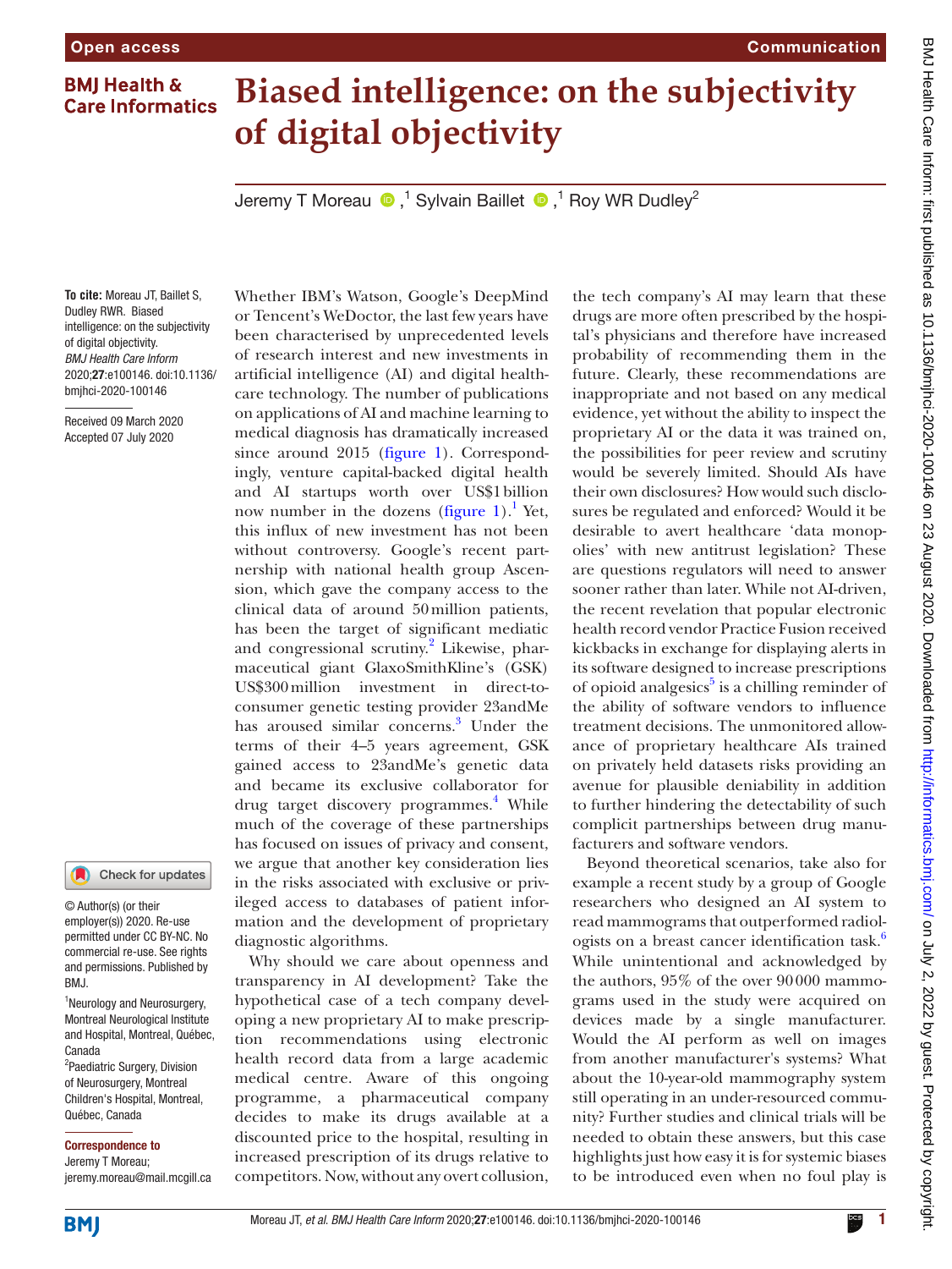# Biased intelligence: on the subjectivity of digital objectivity

Jeremy T Moreau [1], Sylvain Baillet [1], Roy WR Dudley [2]

**To cite:** Moreau JT, Baillet S, Dudley RWR. Biased intelligence: on the subjectivity of digital objectivity. *BMJ Health Care Inform* 2020;**27**:e100146. doi:10.1136/bmjhci-2020-100146

Received 09 March 2020
Accepted 07 July 2020

© Author(s) (or their employer(s)) 2020. Re-use permitted under CC BY-NC. No commercial re-use. See rights and permissions. Published by BMJ.

[1]Neurology and Neurosurgery, Montreal Neurological Institute and Hospital, Montreal, Québec, Canada
[2]Paediatric Surgery, Division of Neurosurgery, Montreal Children's Hospital, Montreal, Québec, Canada

**Correspondence to**
Jeremy T Moreau;
jeremy.moreau@mail.mcgill.ca

Whether IBM's Watson, Google's DeepMind or Tencent's WeDoctor, the last few years have been characterised by unprecedented levels of research interest and new investments in artificial intelligence (AI) and digital healthcare technology. The number of publications on applications of AI and machine learning to medical diagnosis has dramatically increased since around 2015 (figure 1). Correspondingly, venture capital-backed digital health and AI startups worth over US$1 billion now number in the dozens (figure 1).[1] Yet, this influx of new investment has not been without controversy. Google's recent partnership with national health group Ascension, which gave the company access to the clinical data of around 50 million patients, has been the target of significant mediatic and congressional scrutiny.[2] Likewise, pharmaceutical giant GlaxoSmithKline's (GSK) US$300 million investment in direct-to-consumer genetic testing provider 23andMe has aroused similar concerns.[3] Under the terms of their 4–5 years agreement, GSK gained access to 23andMe's genetic data and became its exclusive collaborator for drug target discovery programmes.[4] While much of the coverage of these partnerships has focused on issues of privacy and consent, we argue that another key consideration lies in the risks associated with exclusive or privileged access to databases of patient information and the development of proprietary diagnostic algorithms.

Why should we care about openness and transparency in AI development? Take the hypothetical case of a tech company developing a new proprietary AI to make prescription recommendations using electronic health record data from a large academic medical centre. Aware of this ongoing programme, a pharmaceutical company decides to make its drugs available at a discounted price to the hospital, resulting in increased prescription of its drugs relative to competitors. Now, without any overt collusion, the tech company's AI may learn that these drugs are more often prescribed by the hospital's physicians and therefore have increased probability of recommending them in the future. Clearly, these recommendations are inappropriate and not based on any medical evidence, yet without the ability to inspect the proprietary AI or the data it was trained on, the possibilities for peer review and scrutiny would be severely limited. Should AIs have their own disclosures? How would such disclosures be regulated and enforced? Would it be desirable to avert healthcare 'data monopolies' with new antitrust legislation? These are questions regulators will need to answer sooner rather than later. While not AI-driven, the recent revelation that popular electronic health record vendor Practice Fusion received kickbacks in exchange for displaying alerts in its software designed to increase prescriptions of opioid analgesics[5] is a chilling reminder of the ability of software vendors to influence treatment decisions. The unmonitored allowance of proprietary healthcare AIs trained on privately held datasets risks providing an avenue for plausible deniability in addition to further hindering the detectability of such complicit partnerships between drug manufacturers and software vendors.

Beyond theoretical scenarios, take also for example a recent study by a group of Google researchers who designed an AI system to read mammograms that outperformed radiologists on a breast cancer identification task.[6] While unintentional and acknowledged by the authors, 95% of the over 90 000 mammograms used in the study were acquired on devices made by a single manufacturer. Would the AI perform as well on images from another manufacturer's systems? What about the 10-year-old mammography system still operating in an under-resourced community? Further studies and clinical trials will be needed to obtain these answers, but this case highlights just how easy it is for systemic biases to be introduced even when no foul play is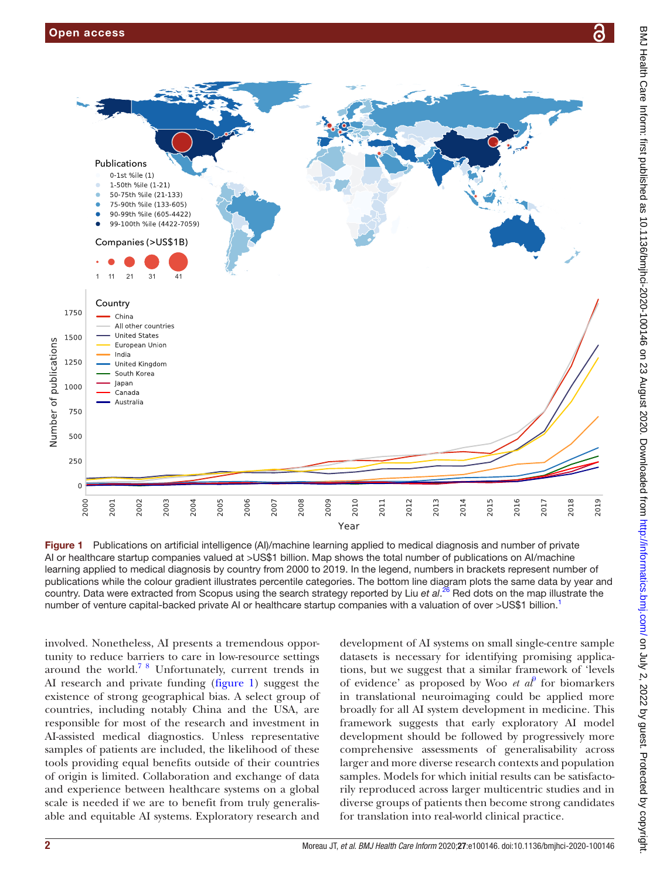**Figure 1** Publications on artificial intelligence (AI)/machine learning applied to medical diagnosis and number of private AI or healthcare startup companies valued at >US$1 billion. Map shows the total number of publications on AI/machine learning applied to medical diagnosis by country from 2000 to 2019. In the legend, numbers in brackets represent number of publications while the colour gradient illustrates percentile categories. The bottom line diagram plots the same data by year and country. Data were extracted from Scopus using the search strategy reported by Liu *et al*.[26] Red dots on the map illustrate the number of venture capital-backed private AI or healthcare startup companies with a valuation of over >US$1 billion.[1]

involved. Nonetheless, AI presents a tremendous opportunity to reduce barriers to care in low-resource settings around the world.[7 8] Unfortunately, current trends in AI research and private funding (figure 1) suggest the existence of strong geographical bias. A select group of countries, including notably China and the USA, are responsible for most of the research and investment in AI-assisted medical diagnostics. Unless representative samples of patients are included, the likelihood of these tools providing equal benefits outside of their countries of origin is limited. Collaboration and exchange of data and experience between healthcare systems on a global scale is needed if we are to benefit from truly generalisable and equitable AI systems. Exploratory research and development of AI systems on small single-centre sample datasets is necessary for identifying promising applications, but we suggest that a similar framework of 'levels of evidence' as proposed by Woo *et al*[9] for biomarkers in translational neuroimaging could be applied more broadly for all AI system development in medicine. This framework suggests that early exploratory AI model development should be followed by progressively more comprehensive assessments of generalisability across larger and more diverse research contexts and population samples. Models for which initial results can be satisfactorily reproduced across larger multicentric studies and in diverse groups of patients then become strong candidates for translation into real-world clinical practice.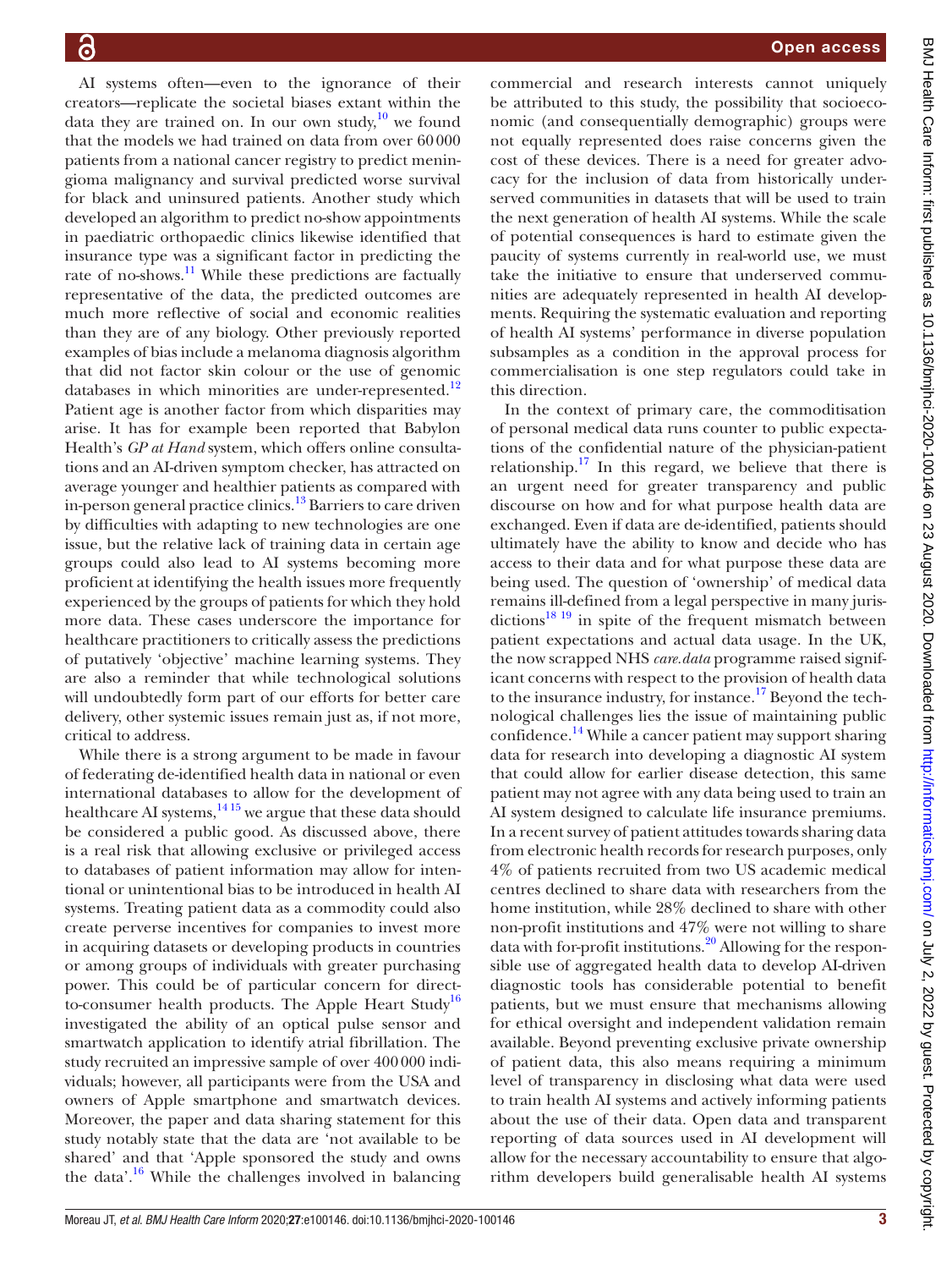AI systems often—even to the ignorance of their creators—replicate the societal biases extant within the data they are trained on. In our own study,[10] we found that the models we had trained on data from over 60 000 patients from a national cancer registry to predict meningioma malignancy and survival predicted worse survival for black and uninsured patients. Another study which developed an algorithm to predict no-show appointments in paediatric orthopaedic clinics likewise identified that insurance type was a significant factor in predicting the rate of no-shows.[11] While these predictions are factually representative of the data, the predicted outcomes are much more reflective of social and economic realities than they are of any biology. Other previously reported examples of bias include a melanoma diagnosis algorithm that did not factor skin colour or the use of genomic databases in which minorities are under-represented.[12] Patient age is another factor from which disparities may arise. It has for example been reported that Babylon Health's *GP at Hand* system, which offers online consultations and an AI-driven symptom checker, has attracted on average younger and healthier patients as compared with in-person general practice clinics.[13] Barriers to care driven by difficulties with adapting to new technologies are one issue, but the relative lack of training data in certain age groups could also lead to AI systems becoming more proficient at identifying the health issues more frequently experienced by the groups of patients for which they hold more data. These cases underscore the importance for healthcare practitioners to critically assess the predictions of putatively 'objective' machine learning systems. They are also a reminder that while technological solutions will undoubtedly form part of our efforts for better care delivery, other systemic issues remain just as, if not more, critical to address.

While there is a strong argument to be made in favour of federating de-identified health data in national or even international databases to allow for the development of healthcare AI systems,[14,15] we argue that these data should be considered a public good. As discussed above, there is a real risk that allowing exclusive or privileged access to databases of patient information may allow for intentional or unintentional bias to be introduced in health AI systems. Treating patient data as a commodity could also create perverse incentives for companies to invest more in acquiring datasets or developing products in countries or among groups of individuals with greater purchasing power. This could be of particular concern for direct-to-consumer health products. The Apple Heart Study[16] investigated the ability of an optical pulse sensor and smartwatch application to identify atrial fibrillation. The study recruited an impressive sample of over 400 000 individuals; however, all participants were from the USA and owners of Apple smartphone and smartwatch devices. Moreover, the paper and data sharing statement for this study notably state that the data are 'not available to be shared' and that 'Apple sponsored the study and owns the data'.[16] While the challenges involved in balancing commercial and research interests cannot uniquely be attributed to this study, the possibility that socioeconomic (and consequentially demographic) groups were not equally represented does raise concerns given the cost of these devices. There is a need for greater advocacy for the inclusion of data from historically underserved communities in datasets that will be used to train the next generation of health AI systems. While the scale of potential consequences is hard to estimate given the paucity of systems currently in real-world use, we must take the initiative to ensure that underserved communities are adequately represented in health AI developments. Requiring the systematic evaluation and reporting of health AI systems' performance in diverse population subsamples as a condition in the approval process for commercialisation is one step regulators could take in this direction.

In the context of primary care, the commoditisation of personal medical data runs counter to public expectations of the confidential nature of the physician-patient relationship.[17] In this regard, we believe that there is an urgent need for greater transparency and public discourse on how and for what purpose health data are exchanged. Even if data are de-identified, patients should ultimately have the ability to know and decide who has access to their data and for what purpose these data are being used. The question of 'ownership' of medical data remains ill-defined from a legal perspective in many jurisdictions[18,19] in spite of the frequent mismatch between patient expectations and actual data usage. In the UK, the now scrapped NHS *care.data* programme raised significant concerns with respect to the provision of health data to the insurance industry, for instance.[17] Beyond the technological challenges lies the issue of maintaining public confidence.[14] While a cancer patient may support sharing data for research into developing a diagnostic AI system that could allow for earlier disease detection, this same patient may not agree with any data being used to train an AI system designed to calculate life insurance premiums. In a recent survey of patient attitudes towards sharing data from electronic health records for research purposes, only 4% of patients recruited from two US academic medical centres declined to share data with researchers from the home institution, while 28% declined to share with other non-profit institutions and 47% were not willing to share data with for-profit institutions.[20] Allowing for the responsible use of aggregated health data to develop AI-driven diagnostic tools has considerable potential to benefit patients, but we must ensure that mechanisms allowing for ethical oversight and independent validation remain available. Beyond preventing exclusive private ownership of patient data, this also means requiring a minimum level of transparency in disclosing what data were used to train health AI systems and actively informing patients about the use of their data. Open data and transparent reporting of data sources used in AI development will allow for the necessary accountability to ensure that algorithm developers build generalisable health AI systems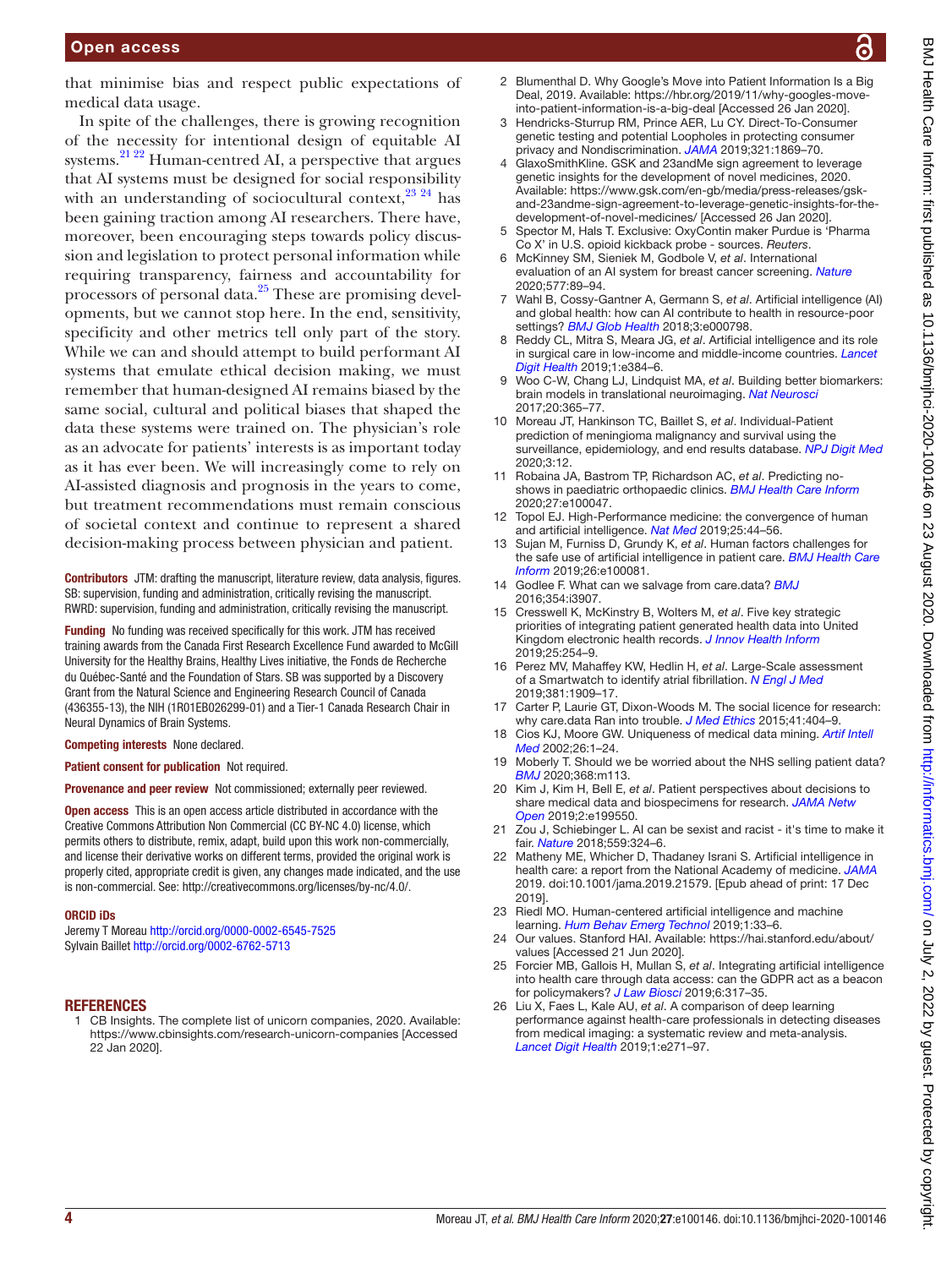that minimise bias and respect public expectations of medical data usage.

In spite of the challenges, there is growing recognition of the necessity for intentional design of equitable AI systems.[21 22] Human-centred AI, a perspective that argues that AI systems must be designed for social responsibility with an understanding of sociocultural context,[23 24] has been gaining traction among AI researchers. There have, moreover, been encouraging steps towards policy discussion and legislation to protect personal information while requiring transparency, fairness and accountability for processors of personal data.[25] These are promising developments, but we cannot stop here. In the end, sensitivity, specificity and other metrics tell only part of the story. While we can and should attempt to build performant AI systems that emulate ethical decision making, we must remember that human-designed AI remains biased by the same social, cultural and political biases that shaped the data these systems were trained on. The physician's role as an advocate for patients' interests is as important today as it has ever been. We will increasingly come to rely on AI-assisted diagnosis and prognosis in the years to come, but treatment recommendations must remain conscious of societal context and continue to represent a shared decision-making process between physician and patient.

**Contributors** JTM: drafting the manuscript, literature review, data analysis, figures. SB: supervision, funding and administration, critically revising the manuscript. RWRD: supervision, funding and administration, critically revising the manuscript.

**Funding** No funding was received specifically for this work. JTM has received training awards from the Canada First Research Excellence Fund awarded to McGill University for the Healthy Brains, Healthy Lives initiative, the Fonds de Recherche du Québec-Santé and the Foundation of Stars. SB was supported by a Discovery Grant from the Natural Science and Engineering Research Council of Canada (436355-13), the NIH (1R01EB026299-01) and a Tier-1 Canada Research Chair in Neural Dynamics of Brain Systems.

**Competing interests** None declared.

**Patient consent for publication** Not required.

**Provenance and peer review** Not commissioned; externally peer reviewed.

**Open access** This is an open access article distributed in accordance with the Creative Commons Attribution Non Commercial (CC BY-NC 4.0) license, which permits others to distribute, remix, adapt, build upon this work non-commercially, and license their derivative works on different terms, provided the original work is properly cited, appropriate credit is given, any changes made indicated, and the use is non-commercial. See: http://creativecommons.org/licenses/by-nc/4.0/.

**ORCID iDs**

Jeremy T Moreau http://orcid.org/0000-0002-6545-7525
Sylvain Baillet http://orcid.org/0002-6762-5713

## REFERENCES

1. CB Insights. The complete list of unicorn companies, 2020. Available: https://www.cbinsights.com/research-unicorn-companies [Accessed 22 Jan 2020].
2. Blumenthal D. Why Google's Move into Patient Information Is a Big Deal, 2019. Available: https://hbr.org/2019/11/why-googles-move-into-patient-information-is-a-big-deal [Accessed 26 Jan 2020].
3. Hendricks-Sturrup RM, Prince AER, Lu CY. Direct-To-Consumer genetic testing and potential Loopholes in protecting consumer privacy and Nondiscrimination. *JAMA* 2019;321:1869–70.
4. GlaxoSmithKline. GSK and 23andMe sign agreement to leverage genetic insights for the development of novel medicines, 2020. Available: https://www.gsk.com/en-gb/media/press-releases/gsk-and-23andme-sign-agreement-to-leverage-genetic-insights-for-the-development-of-novel-medicines/ [Accessed 26 Jan 2020].
5. Spector M, Hals T. Exclusive: OxyContin maker Purdue is 'Pharma Co X' in U.S. opioid kickback probe - sources. *Reuters*.
6. McKinney SM, Sieniek M, Godbole V, *et al*. International evaluation of an AI system for breast cancer screening. *Nature* 2020;577:89–94.
7. Wahl B, Cossy-Gantner A, Germann S, *et al*. Artificial intelligence (AI) and global health: how can AI contribute to health in resource-poor settings? *BMJ Glob Health* 2018;3:e000798.
8. Reddy CL, Mitra S, Meara JG, *et al*. Artificial intelligence and its role in surgical care in low-income and middle-income countries. *Lancet Digit Health* 2019;1:e384–6.
9. Woo C-W, Chang LJ, Lindquist MA, *et al*. Building better biomarkers: brain models in translational neuroimaging. *Nat Neurosci* 2017;20:365–77.
10. Moreau JT, Hankinson TC, Baillet S, *et al*. Individual-Patient prediction of meningioma malignancy and survival using the surveillance, epidemiology, and end results database. *NPJ Digit Med* 2020;3:12.
11. Robaina JA, Bastrom TP, Richardson AC, *et al*. Predicting no-shows in paediatric orthopaedic clinics. *BMJ Health Care Inform* 2020;27:e100047.
12. Topol EJ. High-Performance medicine: the convergence of human and artificial intelligence. *Nat Med* 2019;25:44–56.
13. Sujan M, Furniss D, Grundy K, *et al*. Human factors challenges for the safe use of artificial intelligence in patient care. *BMJ Health Care Inform* 2019;26:e100081.
14. Godlee F. What can we salvage from care.data? *BMJ* 2016;354:i3907.
15. Cresswell K, McKinstry B, Wolters M, *et al*. Five key strategic priorities of integrating patient generated health data into United Kingdom electronic health records. *J Innov Health Inform* 2019;25:254–9.
16. Perez MV, Mahaffey KW, Hedlin H, *et al*. Large-Scale assessment of a Smartwatch to identify atrial fibrillation. *N Engl J Med* 2019;381:1909–17.
17. Carter P, Laurie GT, Dixon-Woods M. The social licence for research: why care.data Ran into trouble. *J Med Ethics* 2015;41:404–9.
18. Cios KJ, Moore GW. Uniqueness of medical data mining. *Artif Intell Med* 2002;26:1–24.
19. Moberly T. Should we be worried about the NHS selling patient data? *BMJ* 2020;368:m113.
20. Kim J, Kim H, Bell E, *et al*. Patient perspectives about decisions to share medical data and biospecimens for research. *JAMA Netw Open* 2019;2:e199550.
21. Zou J, Schiebinger L. AI can be sexist and racist - it's time to make it fair. *Nature* 2018;559:324–6.
22. Matheny ME, Whicher D, Thadaney Israni S. Artificial intelligence in health care: a report from the National Academy of medicine. *JAMA* 2019. doi:10.1001/jama.2019.21579. [Epub ahead of print: 17 Dec 2019].
23. Riedl MO. Human-centered artificial intelligence and machine learning. *Hum Behav Emerg Technol* 2019;1:33–6.
24. Our values. Stanford HAI. Available: https://hai.stanford.edu/about/values [Accessed 21 Jun 2020].
25. Forcier MB, Gallois H, Mullan S, *et al*. Integrating artificial intelligence into health care through data access: can the GDPR act as a beacon for policymakers? *J Law Biosci* 2019;6:317–35.
26. Liu X, Faes L, Kale AU, *et al*. A comparison of deep learning performance against health-care professionals in detecting diseases from medical imaging: a systematic review and meta-analysis. *Lancet Digit Health* 2019;1:e271–97.